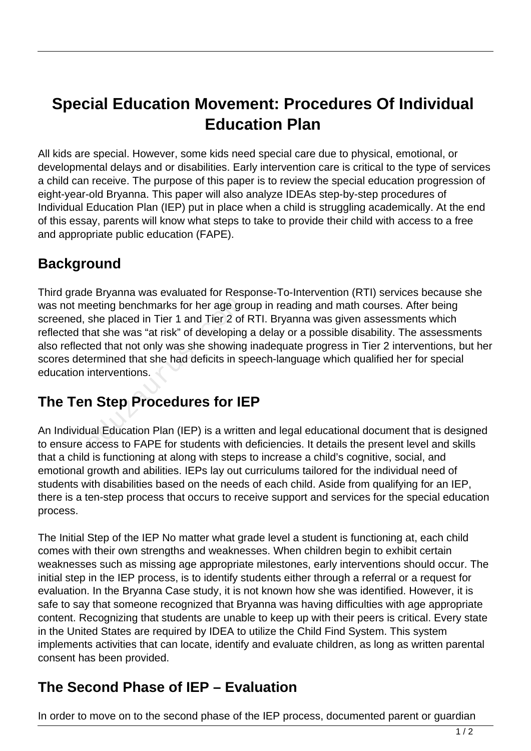# Special Education Movement: Procedures Of Individual Education Plan

All kids are special. However, some kids need special care due to physical, emotional, or developmental delays and or disabilities. Early intervention care is critical to the type of services a child can receive. The purpose of this paper is to review the special education progression of eight-year-old Bryanna. This paper will also analyze IDEAs step-by-step procedures of Individual Education Plan (IEP) put in place when a child is struggling academically. At the end of this essay, parents will know what steps to take to provide their child with access to a free and appropriate public education (FAPE).

## Background

Third grade Bryanna was evaluated for Response-To-Intervention (RTI) services because she was not meeting benchmarks for her age group in reading and math courses. After being screened, she placed in Tier 1 and Tier 2 of RTI. Bryanna was given assessments which reflected that she was "at risk" of developing a delay or a possible disability. The assessments also reflected that not only was she showing inadequate progress in Tier 2 interventions, but her scores determined that she had deficits in speech-language which qualified her for special education interventions.

## The Ten Step Procedures for IEP

An Individual Education Plan (IEP) is a written and legal educational document that is designed to ensure access to FAPE for students with deficiencies. It details the present level and skills that a child is functioning at along with steps to increase a child's cognitive, social, and emotional growth and abilities. IEPs lay out curriculums tailored for the individual need of students with disabilities based on the needs of each child. Aside from qualifying for an IEP, there is a ten-step process that occurs to receive support and services for the special education process.

The Initial Step of the IEP No matter what grade level a student is functioning at, each child comes with their own strengths and weaknesses. When children begin to exhibit certain weaknesses such as missing age appropriate milestones, early interventions should occur. The initial step in the IEP process, is to identify students either through a referral or a request for evaluation. In the Bryanna Case study, it is not known how she was identified. However, it is safe to say that someone recognized that Bryanna was having difficulties with age appropriate content. Recognizing that students are unable to keep up with their peers is critical. Every state in the United States are required by IDEA to utilize the Child Find System. This system implements activities that can locate, identify and evaluate children, as long as written parental consent has been provided.

## The Second Phase of IEP – Evaluation

In order to move on to the second phase of the IEP process, documented parent or guardian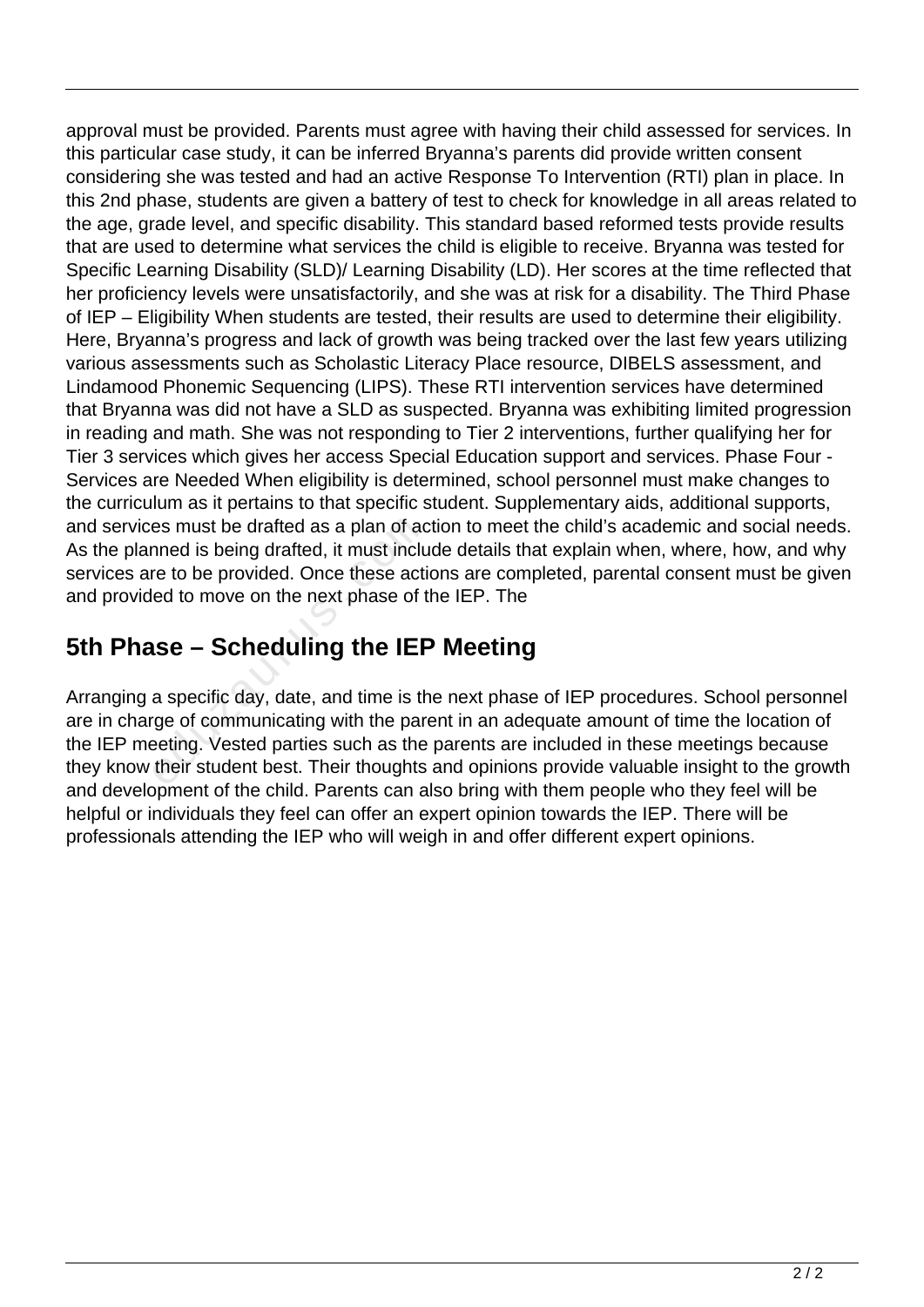approval must be provided. Parents must agree with having their child assessed for services. In this particular case study, it can be inferred Bryanna's parents did provide written consent considering she was tested and had an active Response To Intervention (RTI) plan in place. In this 2nd phase, students are given a battery of test to check for knowledge in all areas related to the age, grade level, and specific disability. This standard based reformed tests provide results that are used to determine what services the child is eligible to receive. Bryanna was tested for Specific Learning Disability (SLD)/ Learning Disability (LD). Her scores at the time reflected that her proficiency levels were unsatisfactorily, and she was at risk for a disability. The Third Phase of IEP – Eligibility When students are tested, their results are used to determine their eligibility. Here, Bryanna's progress and lack of growth was being tracked over the last few years utilizing various assessments such as Scholastic Literacy Place resource, DIBELS assessment, and Lindamood Phonemic Sequencing (LIPS). These RTI intervention services have determined that Bryanna was did not have a SLD as suspected. Bryanna was exhibiting limited progression in reading and math. She was not responding to Tier 2 interventions, further qualifying her for Tier 3 services which gives her access Special Education support and services. Phase Four - Services are Needed When eligibility is determined, school personnel must make changes to the curriculum as it pertains to that specific student. Supplementary aids, additional supports, and services must be drafted as a plan of action to meet the child's academic and social needs. As the planned is being drafted, it must include details that explain when, where, how, and why services are to be provided. Once these actions are completed, parental consent must be given and provided to move on the next phase of the IEP. The

## 5th Phase – Scheduling the IEP Meeting

Arranging a specific day, date, and time is the next phase of IEP procedures. School personnel are in charge of communicating with the parent in an adequate amount of time the location of the IEP meeting. Vested parties such as the parents are included in these meetings because they know their student best. Their thoughts and opinions provide valuable insight to the growth and development of the child. Parents can also bring with them people who they feel will be helpful or individuals they feel can offer an expert opinion towards the IEP. There will be professionals attending the IEP who will weigh in and offer different expert opinions.